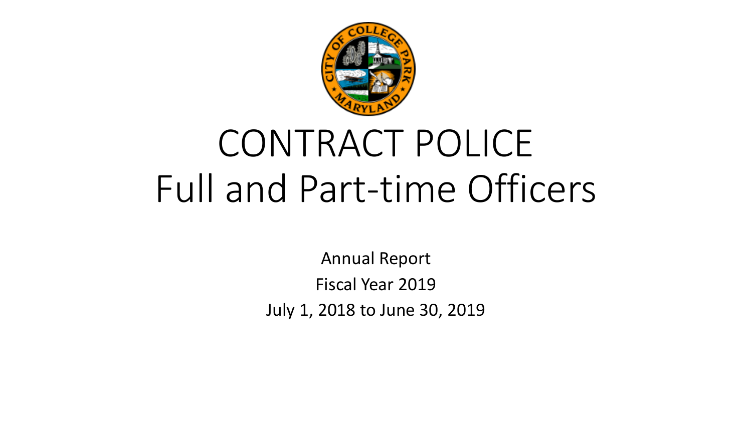# CONTRACT POLICE
# Full and Part-time Officers

Annual Report

Fiscal Year 2019

July 1, 2018 to June 30, 2019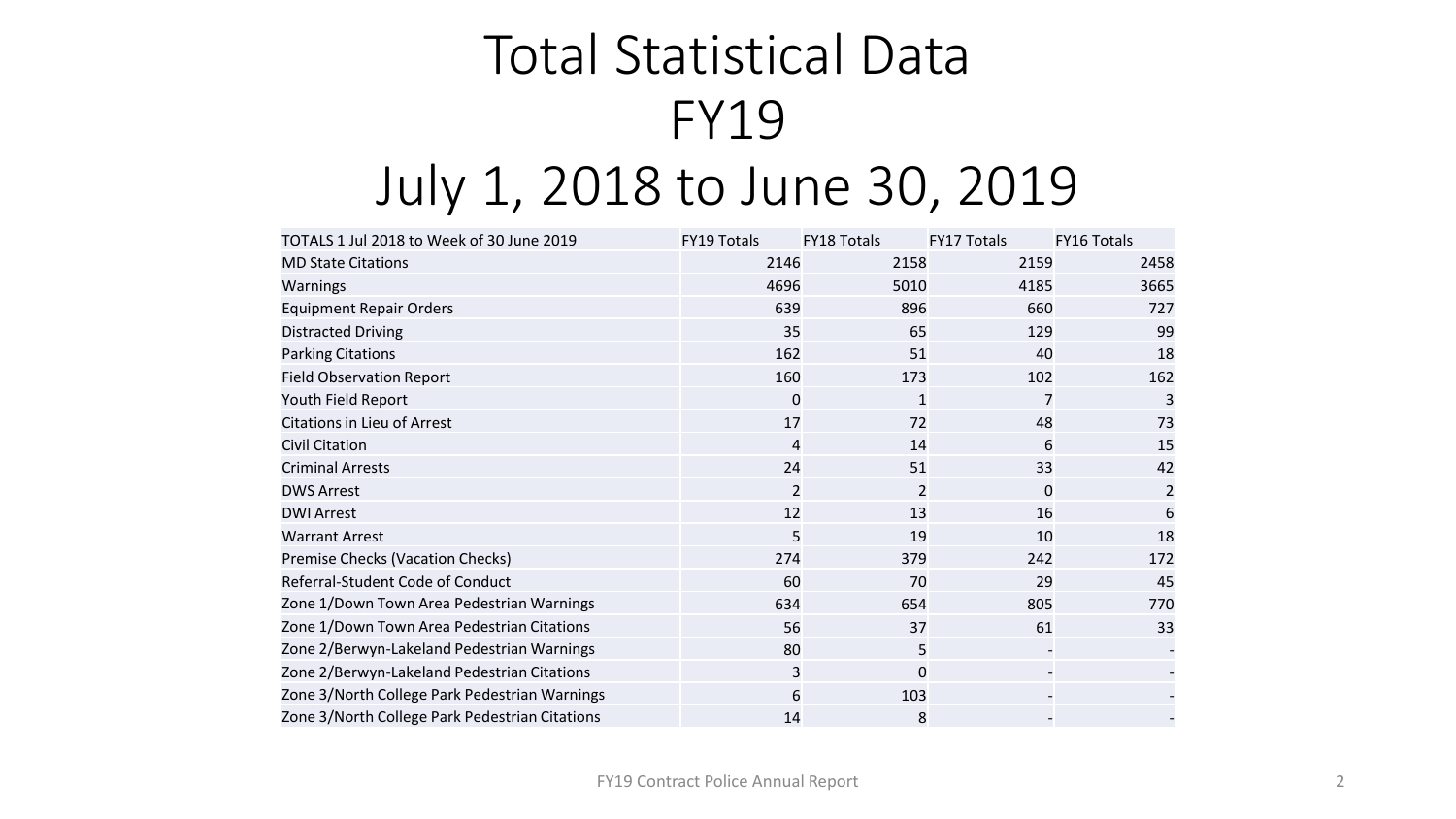# Total Statistical Data
# FY19
# July 1, 2018 to June 30, 2019

| TOTALS 1 Jul 2018 to Week of 30 June 2019 | FY19 Totals | FY18 Totals | FY17 Totals | FY16 Totals |
|---|---|---|---|---|
| MD State Citations | 2146 | 2158 | 2159 | 2458 |
| Warnings | 4696 | 5010 | 4185 | 3665 |
| Equipment Repair Orders | 639 | 896 | 660 | 727 |
| Distracted Driving | 35 | 65 | 129 | 99 |
| Parking Citations | 162 | 51 | 40 | 18 |
| Field Observation Report | 160 | 173 | 102 | 162 |
| Youth Field Report | 0 | 1 | 7 | 3 |
| Citations in Lieu of Arrest | 17 | 72 | 48 | 73 |
| Civil Citation | 4 | 14 | 6 | 15 |
| Criminal Arrests | 24 | 51 | 33 | 42 |
| DWS Arrest | 2 | 2 | 0 | 2 |
| DWI Arrest | 12 | 13 | 16 | 6 |
| Warrant Arrest | 5 | 19 | 10 | 18 |
| Premise Checks (Vacation Checks) | 274 | 379 | 242 | 172 |
| Referral-Student Code of Conduct | 60 | 70 | 29 | 45 |
| Zone 1/Down Town Area Pedestrian Warnings | 634 | 654 | 805 | 770 |
| Zone 1/Down Town Area Pedestrian Citations | 56 | 37 | 61 | 33 |
| Zone 2/Berwyn-Lakeland Pedestrian Warnings | 80 | 5 | - | - |
| Zone 2/Berwyn-Lakeland Pedestrian Citations | 3 | 0 | - | - |
| Zone 3/North College Park Pedestrian Warnings | 6 | 103 | - | - |
| Zone 3/North College Park Pedestrian Citations | 14 | 8 | - | - |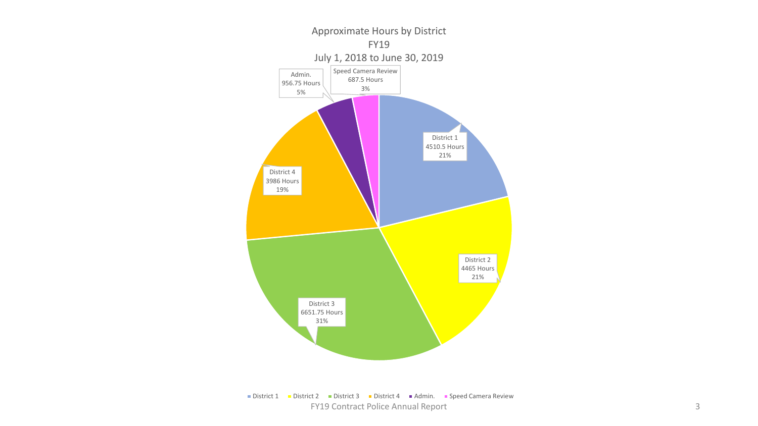## Approximate Hours by District
## FY19
## July 1, 2018 to June 30, 2019

| District | Hours | Percent |
|---|---|---|
| District 1 | 4510.5 Hours | 21% |
| District 2 | 4465 Hours | 21% |
| District 3 | 6651.75 Hours | 31% |
| District 4 | 3986 Hours | 19% |
| Admin. | 956.75 Hours | 5% |
| Speed Camera Review | 687.5 Hours | 3% |

FY19 Contract Police Annual Report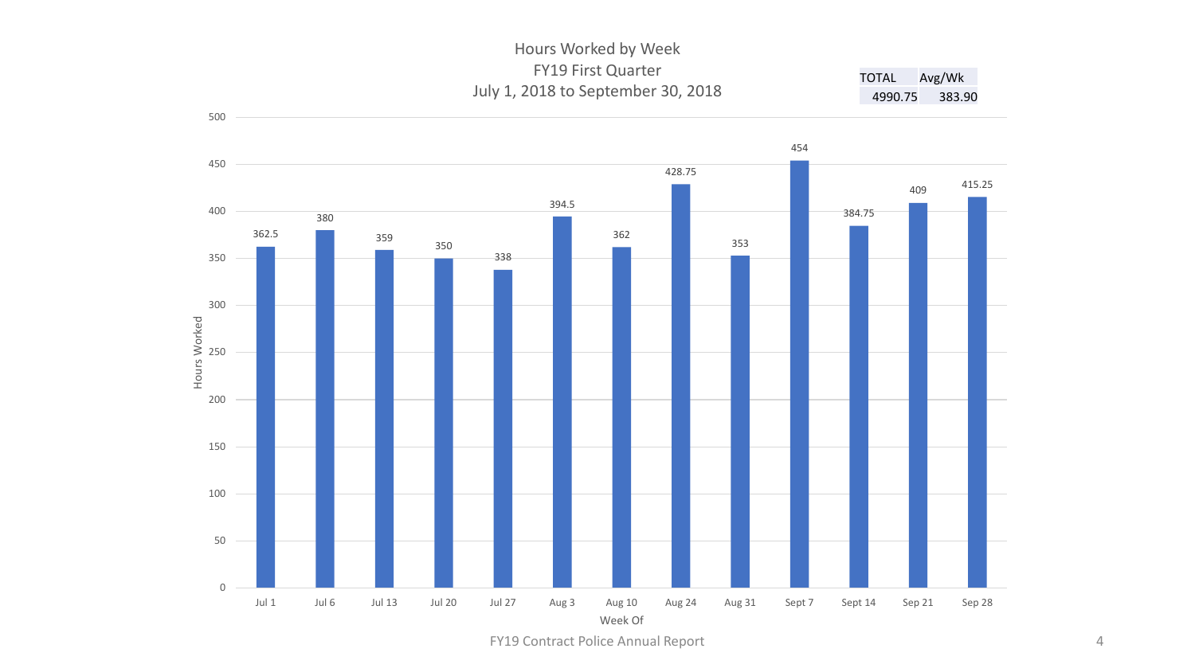# Hours Worked by Week

## FY19 First Quarter

### July 1, 2018 to September 30, 2018

| TOTAL | Avg/Wk |
|---|---|
| 4990.75 | 383.90 |

| Week Of | Hours Worked |
|---|---|
| Jul 1 | 362.5 |
| Jul 6 | 380 |
| Jul 13 | 359 |
| Jul 20 | 350 |
| Jul 27 | 338 |
| Aug 3 | 394.5 |
| Aug 10 | 362 |
| Aug 24 | 428.75 |
| Aug 31 | 353 |
| Sept 7 | 454 |
| Sept 14 | 384.75 |
| Sep 21 | 409 |
| Sep 28 | 415.25 |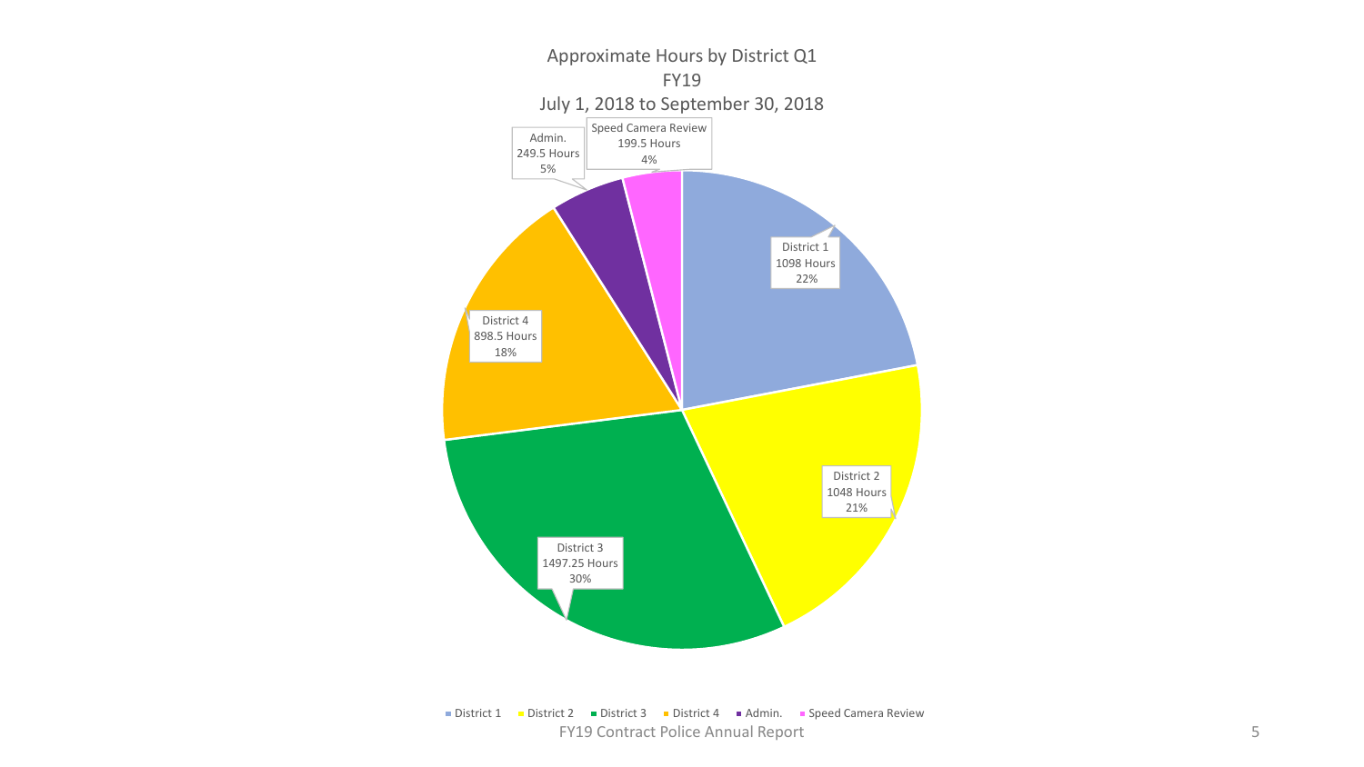## Approximate Hours by District Q1
## FY19
## July 1, 2018 to September 30, 2018

| Category | Hours | Percent |
| --- | --- | --- |
| District 1 | 1098 Hours | 22% |
| District 2 | 1048 Hours | 21% |
| District 3 | 1497.25 Hours | 30% |
| District 4 | 898.5 Hours | 18% |
| Admin. | 249.5 Hours | 5% |
| Speed Camera Review | 199.5 Hours | 4% |

FY19 Contract Police Annual Report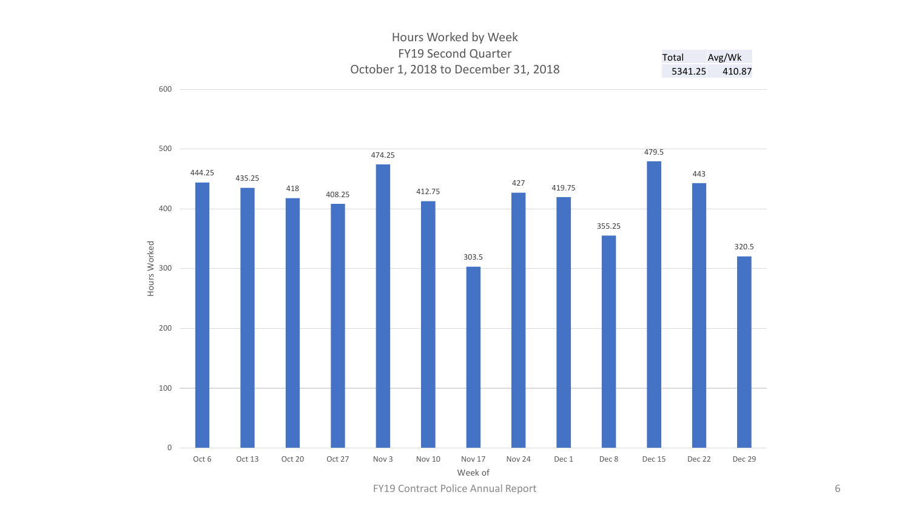# Hours Worked by Week
## FY19 Second Quarter
### October 1, 2018 to December 31, 2018

| Total | Avg/Wk |
| --- | --- |
| 5341.25 | 410.87 |

| Week of | Hours Worked |
| --- | --- |
| Oct 6 | 444.25 |
| Oct 13 | 435.25 |
| Oct 20 | 418 |
| Oct 27 | 408.25 |
| Nov 3 | 474.25 |
| Nov 10 | 412.75 |
| Nov 17 | 303.5 |
| Nov 24 | 427 |
| Dec 1 | 419.75 |
| Dec 8 | 355.25 |
| Dec 15 | 479.5 |
| Dec 22 | 443 |
| Dec 29 | 320.5 |

FY19 Contract Police Annual Report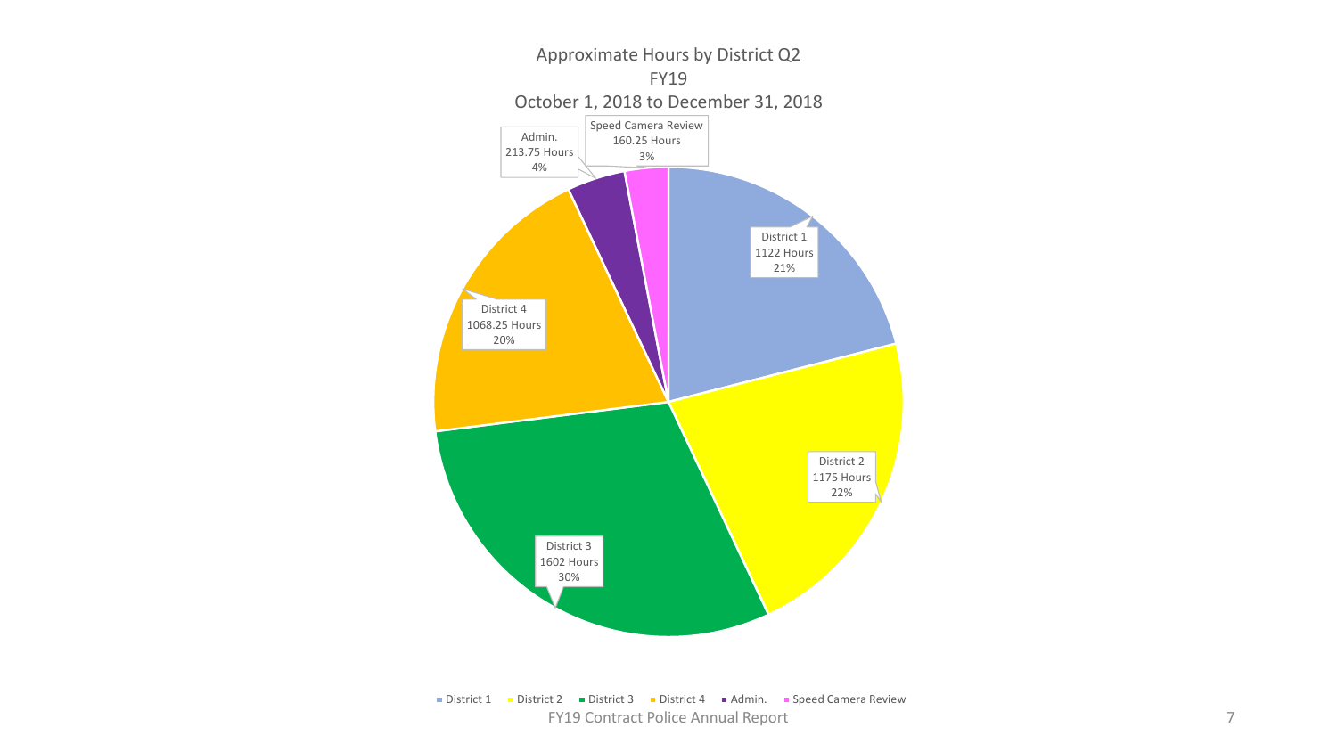Approximate Hours by District Q2
FY19
October 1, 2018 to December 31, 2018

| Category | Hours | Percent |
|---|---|---|
| District 1 | 1122 Hours | 21% |
| District 2 | 1175 Hours | 22% |
| District 3 | 1602 Hours | 30% |
| District 4 | 1068.25 Hours | 20% |
| Admin. | 213.75 Hours | 4% |
| Speed Camera Review | 160.25 Hours | 3% |

FY19 Contract Police Annual Report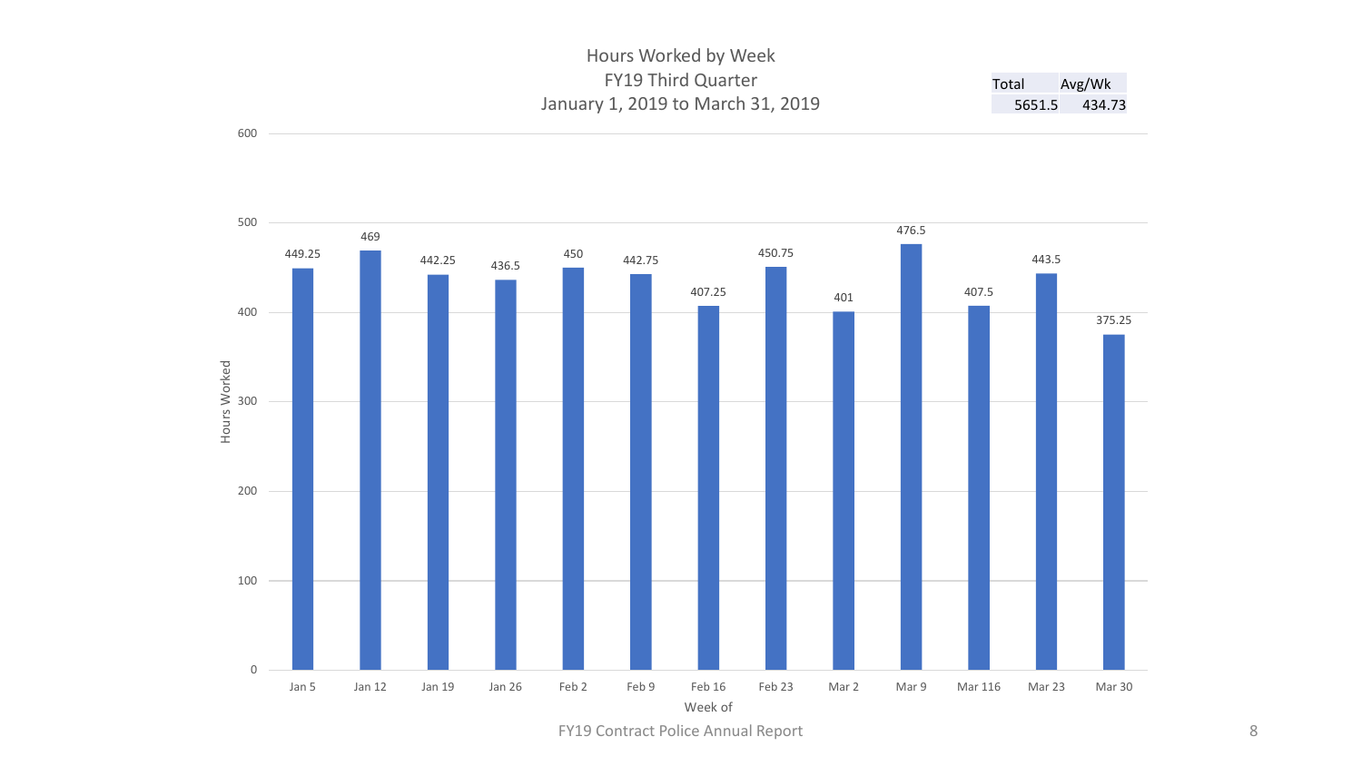# Hours Worked by Week
## FY19 Third Quarter
## January 1, 2019 to March 31, 2019

| Total | Avg/Wk |
| --- | --- |
| 5651.5 | 434.73 |

| Week of | Hours Worked |
| --- | --- |
| Jan 5 | 449.25 |
| Jan 12 | 469 |
| Jan 19 | 442.25 |
| Jan 26 | 436.5 |
| Feb 2 | 450 |
| Feb 9 | 442.75 |
| Feb 16 | 407.25 |
| Feb 23 | 450.75 |
| Mar 2 | 401 |
| Mar 9 | 476.5 |
| Mar 116 | 407.5 |
| Mar 23 | 443.5 |
| Mar 30 | 375.25 |

FY19 Contract Police Annual Report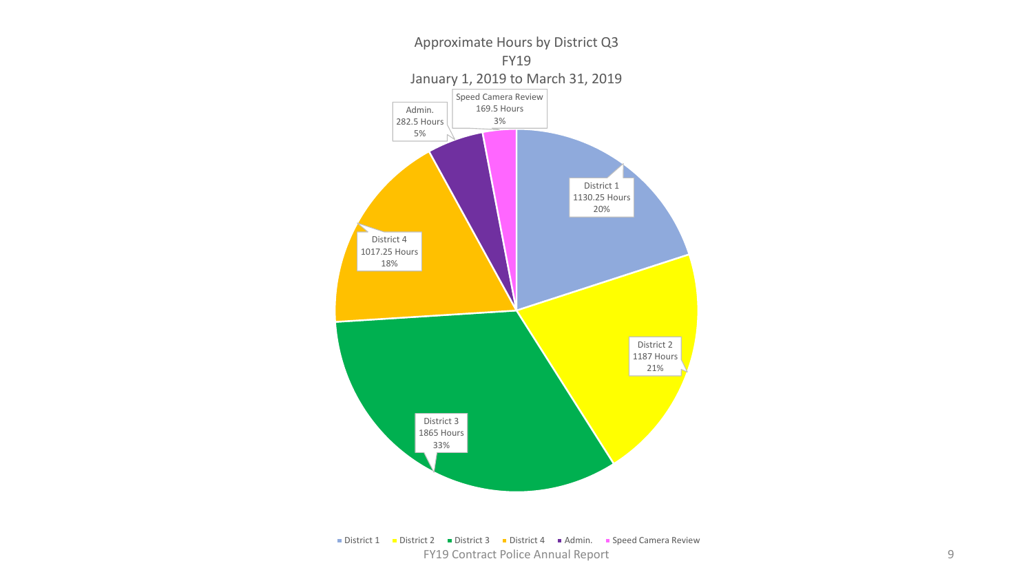## Approximate Hours by District Q3 FY19 January 1, 2019 to March 31, 2019

| Category | Hours | Percentage |
| --- | --- | --- |
| District 1 | 1130.25 Hours | 20% |
| District 2 | 1187 Hours | 21% |
| District 3 | 1865 Hours | 33% |
| District 4 | 1017.25 Hours | 18% |
| Admin. | 282.5 Hours | 5% |
| Speed Camera Review | 169.5 Hours | 3% |

FY19 Contract Police Annual Report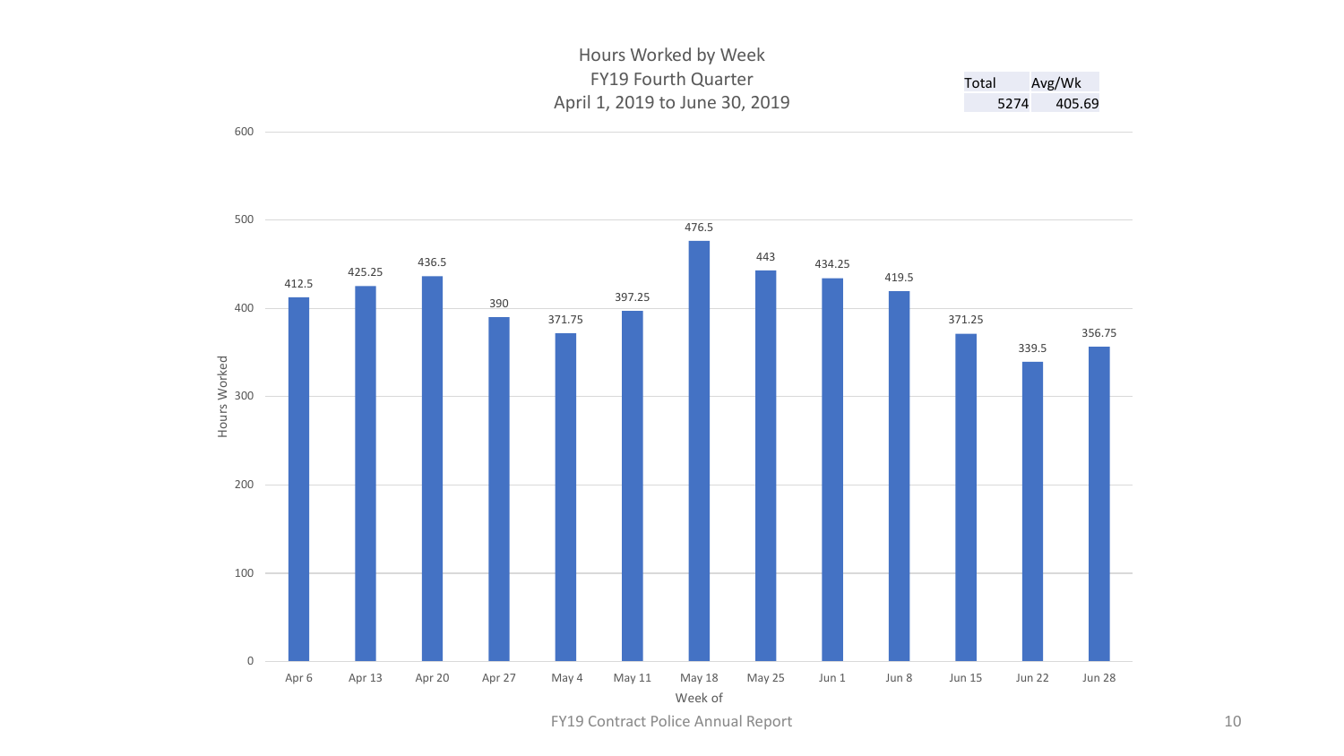# Hours Worked by Week
## FY19 Fourth Quarter
### April 1, 2019 to June 30, 2019

| Total | Avg/Wk |
| --- | --- |
| 5274 | 405.69 |

| Week of | Hours Worked |
| --- | --- |
| Apr 6 | 412.5 |
| Apr 13 | 425.25 |
| Apr 20 | 436.5 |
| Apr 27 | 390 |
| May 4 | 371.75 |
| May 11 | 397.25 |
| May 18 | 476.5 |
| May 25 | 443 |
| Jun 1 | 434.25 |
| Jun 8 | 419.5 |
| Jun 15 | 371.25 |
| Jun 22 | 339.5 |
| Jun 28 | 356.75 |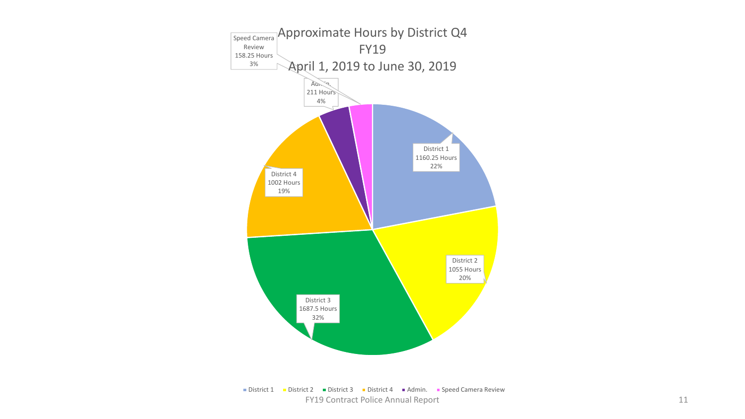# Approximate Hours by District Q4 FY19 April 1, 2019 to June 30, 2019

| Category | Hours | Percent |
| --- | --- | --- |
| District 1 | 1160.25 Hours | 22% |
| District 2 | 1055 Hours | 20% |
| District 3 | 1687.5 Hours | 32% |
| District 4 | 1002 Hours | 19% |
| Admin. | 211 Hours | 4% |
| Speed Camera Review | 158.25 Hours | 3% |

FY19 Contract Police Annual Report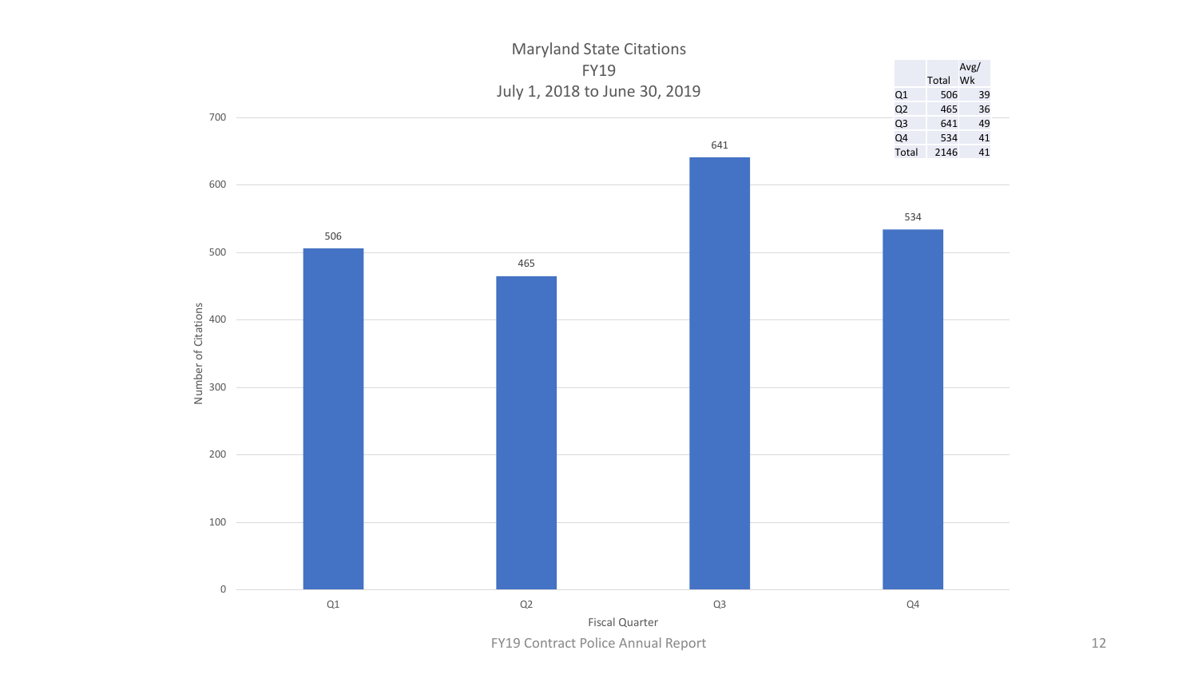# Maryland State Citations
## FY19
## July 1, 2018 to June 30, 2019

| | Total | Avg/ Wk |
|---|---|---|
| Q1 | 506 | 39 |
| Q2 | 465 | 36 |
| Q3 | 641 | 49 |
| Q4 | 534 | 41 |
| Total | 2146 | 41 |

| Fiscal Quarter | Number of Citations |
|---|---|
| Q1 | 506 |
| Q2 | 465 |
| Q3 | 641 |
| Q4 | 534 |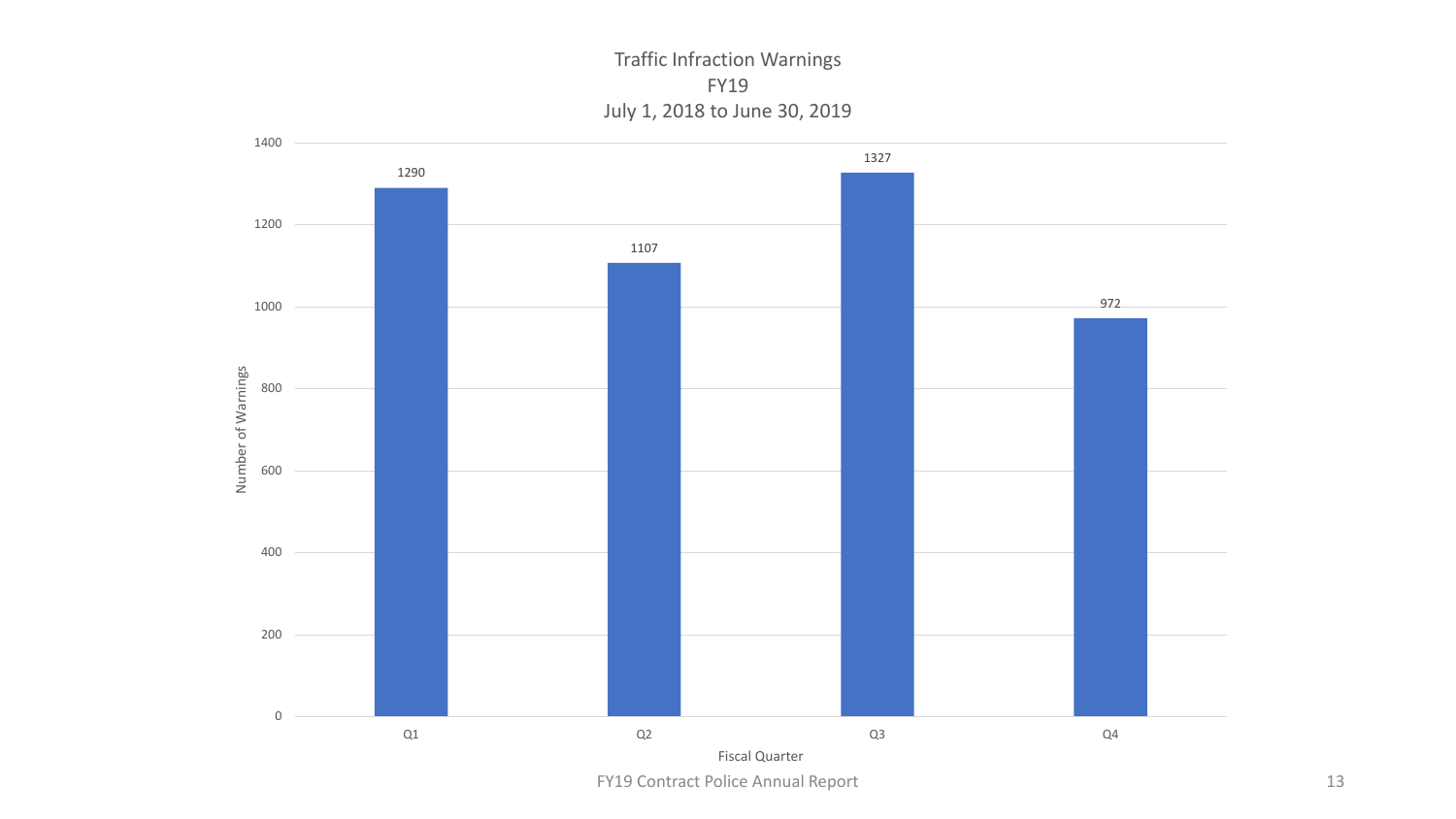## Traffic Infraction Warnings
## FY19
## July 1, 2018 to June 30, 2019

| Fiscal Quarter | Number of Warnings |
|---|---|
| Q1 | 1290 |
| Q2 | 1107 |
| Q3 | 1327 |
| Q4 | 972 |

FY19 Contract Police Annual Report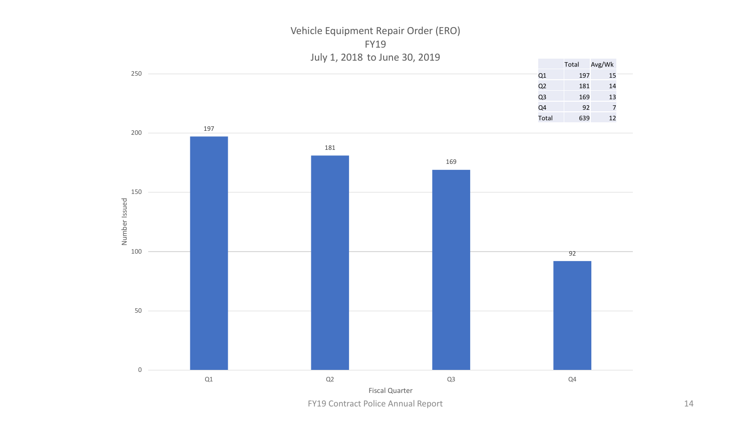# Vehicle Equipment Repair Order (ERO)
## FY19
## July 1, 2018 to June 30, 2019

| | Total | Avg/Wk |
|---|---|---|
| Q1 | 197 | 15 |
| Q2 | 181 | 14 |
| Q3 | 169 | 13 |
| Q4 | 92 | 7 |
| Total | 639 | 12 |

| Fiscal Quarter | Number Issued |
|---|---|
| Q1 | 197 |
| Q2 | 181 |
| Q3 | 169 |
| Q4 | 92 |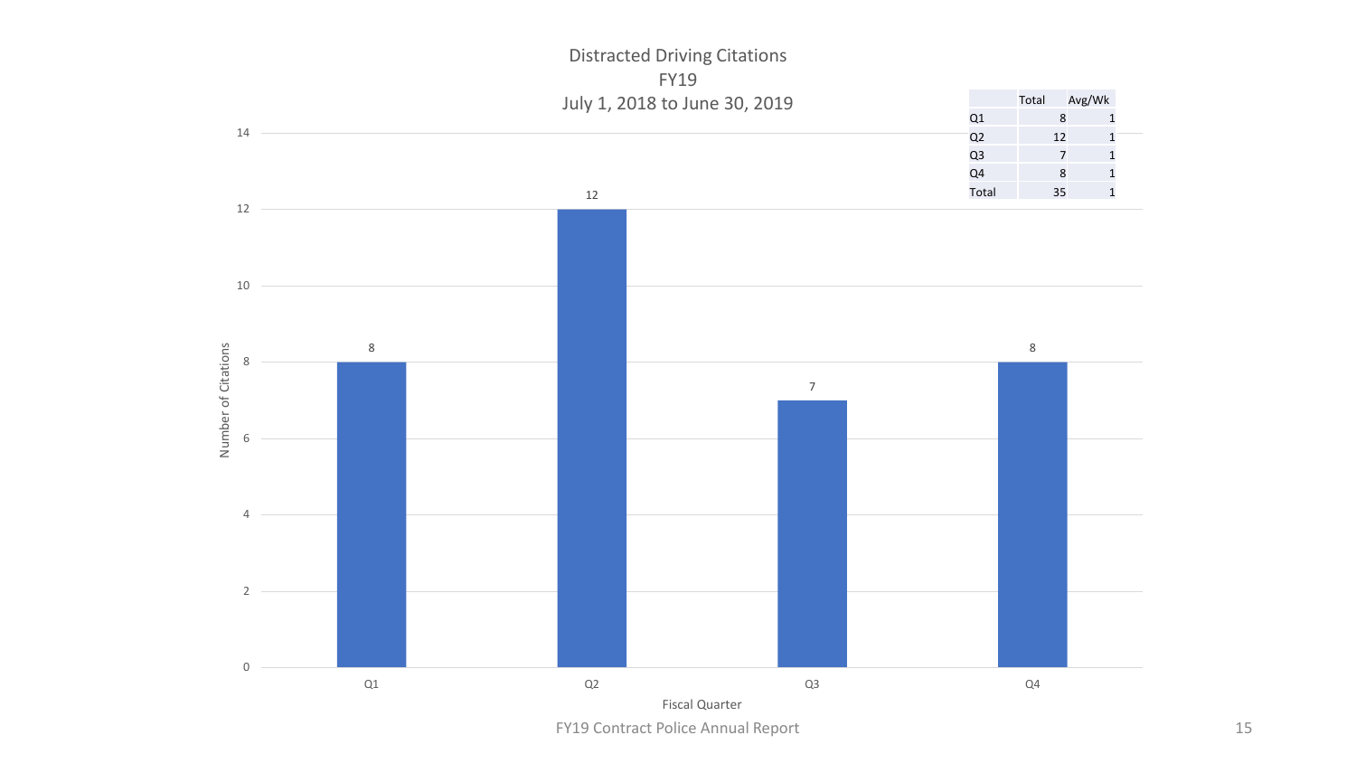## Distracted Driving Citations
### FY19
### July 1, 2018 to June 30, 2019

| | Total | Avg/Wk |
|---|---|---|
| Q1 | 8 | 1 |
| Q2 | 12 | 1 |
| Q3 | 7 | 1 |
| Q4 | 8 | 1 |
| Total | 35 | 1 |

| Fiscal Quarter | Number of Citations |
|---|---|
| Q1 | 8 |
| Q2 | 12 |
| Q3 | 7 |
| Q4 | 8 |

FY19 Contract Police Annual Report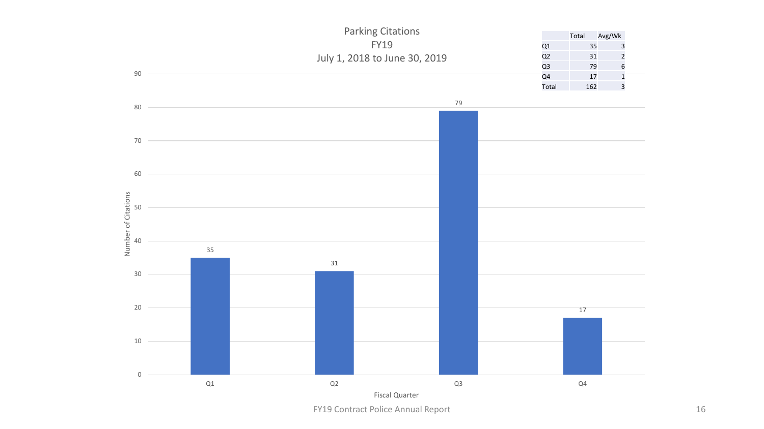# Parking Citations
## FY19
### July 1, 2018 to June 30, 2019

| | Total | Avg/Wk |
|---|---|---|
| Q1 | 35 | 3 |
| Q2 | 31 | 2 |
| Q3 | 79 | 6 |
| Q4 | 17 | 1 |
| Total | 162 | 3 |

| Fiscal Quarter | Number of Citations |
|---|---|
| Q1 | 35 |
| Q2 | 31 |
| Q3 | 79 |
| Q4 | 17 |

FY19 Contract Police Annual Report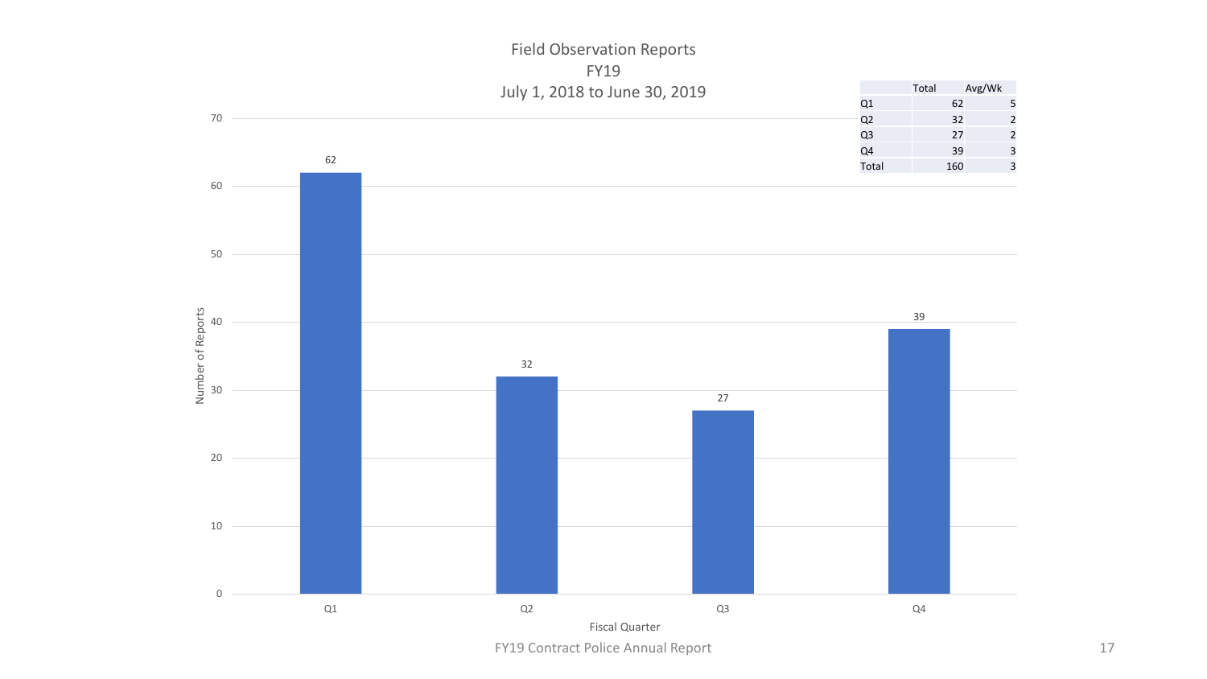# Field Observation Reports
## FY19
### July 1, 2018 to June 30, 2019

| | Total | Avg/Wk |
|---|---|---|
| Q1 | 62 | 5 |
| Q2 | 32 | 2 |
| Q3 | 27 | 2 |
| Q4 | 39 | 3 |
| Total | 160 | 3 |

| Fiscal Quarter | Number of Reports |
|---|---|
| Q1 | 62 |
| Q2 | 32 |
| Q3 | 27 |
| Q4 | 39 |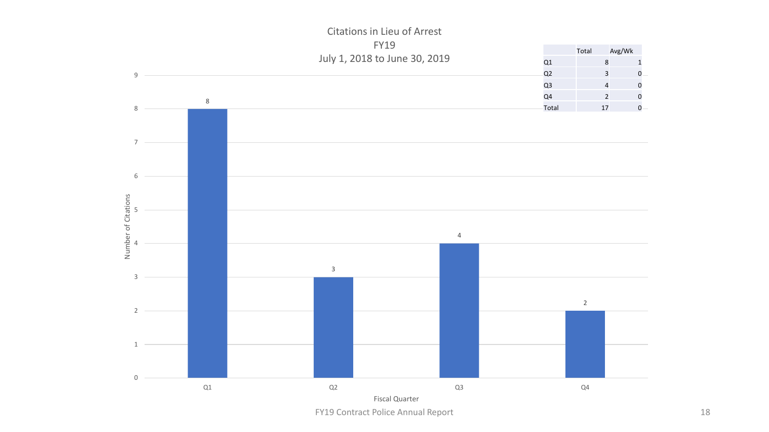# Citations in Lieu of Arrest

## FY19

### July 1, 2018 to June 30, 2019

| | Total | Avg/Wk |
|---|---|---|
| Q1 | 8 | 1 |
| Q2 | 3 | 0 |
| Q3 | 4 | 0 |
| Q4 | 2 | 0 |
| Total | 17 | 0 |

| Fiscal Quarter | Number of Citations |
|---|---|
| Q1 | 8 |
| Q2 | 3 |
| Q3 | 4 |
| Q4 | 2 |

FY19 Contract Police Annual Report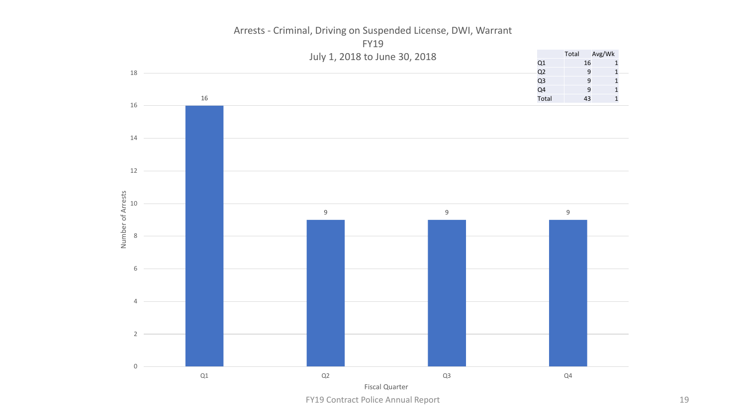# Arrests - Criminal, Driving on Suspended License, DWI, Warrant

## FY19

### July 1, 2018 to June 30, 2018

| | Total | Avg/Wk |
|---|---|---|
| Q1 | 16 | 1 |
| Q2 | 9 | 1 |
| Q3 | 9 | 1 |
| Q4 | 9 | 1 |
| Total | 43 | 1 |

| Fiscal Quarter | Number of Arrests |
|---|---|
| Q1 | 16 |
| Q2 | 9 |
| Q3 | 9 |
| Q4 | 9 |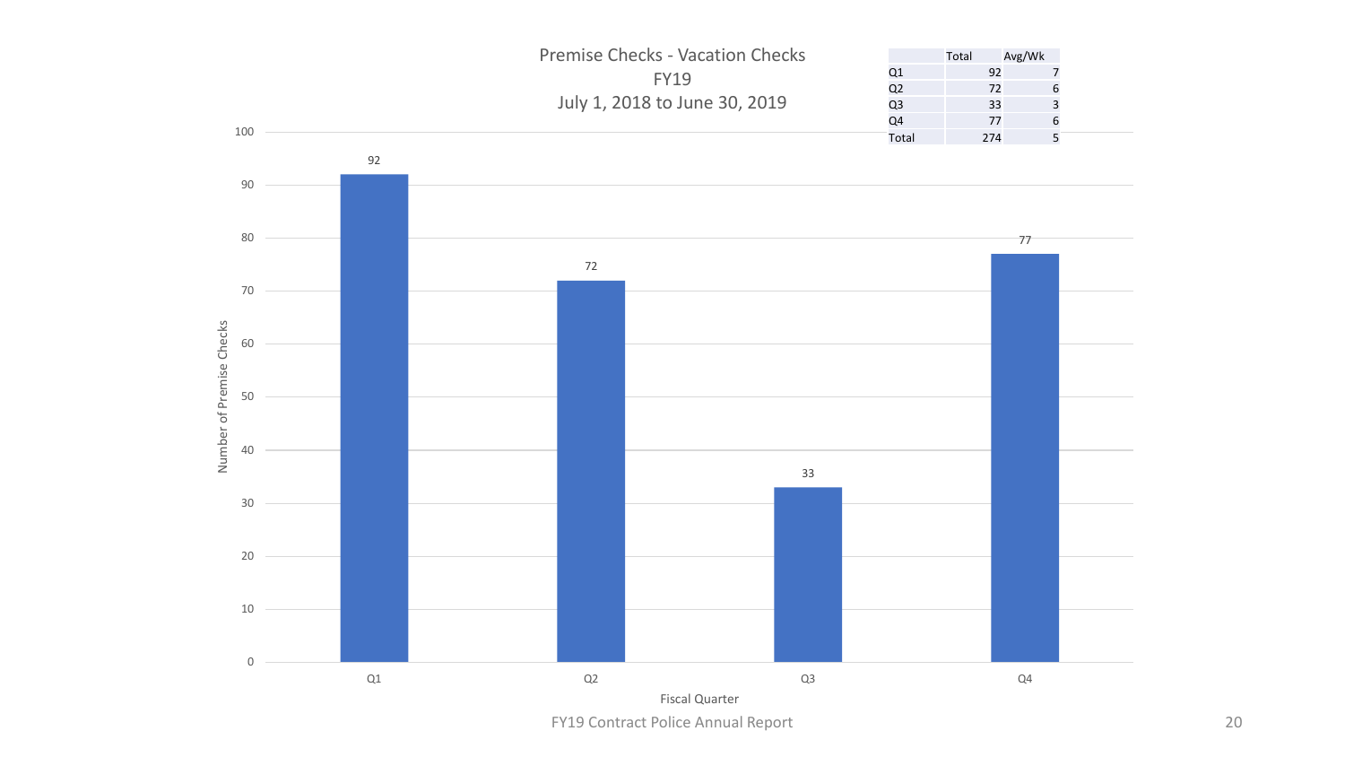# Premise Checks - Vacation Checks
## FY19
## July 1, 2018 to June 30, 2019

| | Total | Avg/Wk |
|---|---|---|
| Q1 | 92 | 7 |
| Q2 | 72 | 6 |
| Q3 | 33 | 3 |
| Q4 | 77 | 6 |
| Total | 274 | 5 |

Number of Premise Checks by Fiscal Quarter:

| Fiscal Quarter | Number of Premise Checks |
|---|---|
| Q1 | 92 |
| Q2 | 72 |
| Q3 | 33 |
| Q4 | 77 |

FY19 Contract Police Annual Report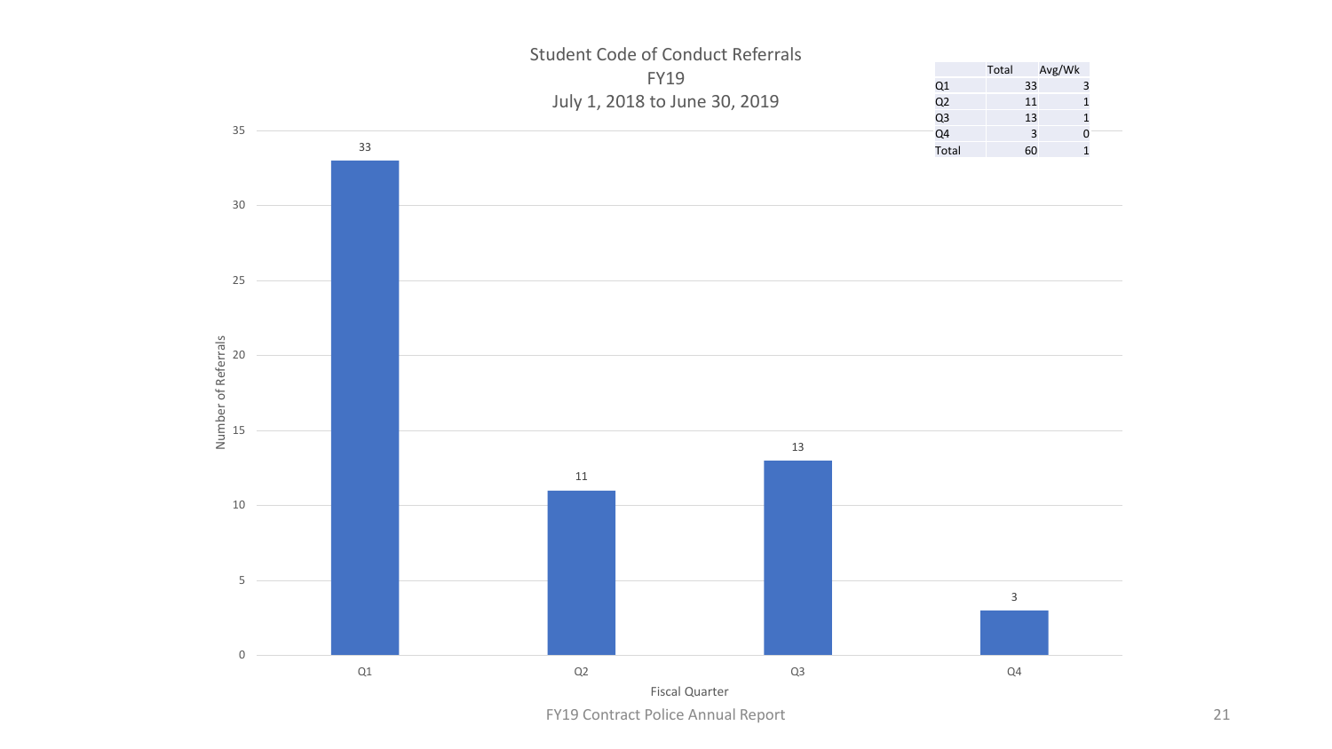# Student Code of Conduct Referrals
## FY19
### July 1, 2018 to June 30, 2019

| | Total | Avg/Wk |
|---|---|---|
| Q1 | 33 | 3 |
| Q2 | 11 | 1 |
| Q3 | 13 | 1 |
| Q4 | 3 | 0 |
| Total | 60 | 1 |

| Fiscal Quarter | Number of Referrals |
|---|---|
| Q1 | 33 |
| Q2 | 11 |
| Q3 | 13 |
| Q4 | 3 |

FY19 Contract Police Annual Report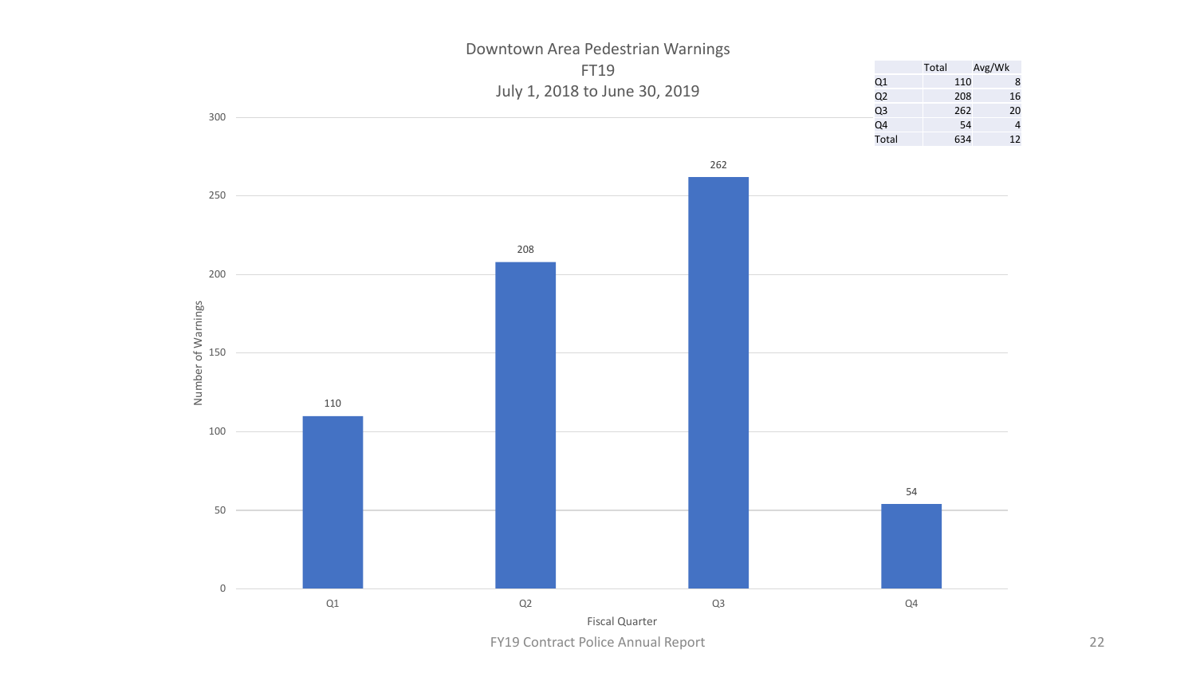# Downtown Area Pedestrian Warnings
## FT19
## July 1, 2018 to June 30, 2019

| | Total | Avg/Wk |
|---|---|---|
| Q1 | 110 | 8 |
| Q2 | 208 | 16 |
| Q3 | 262 | 20 |
| Q4 | 54 | 4 |
| Total | 634 | 12 |

| Fiscal Quarter | Number of Warnings |
|---|---|
| Q1 | 110 |
| Q2 | 208 |
| Q3 | 262 |
| Q4 | 54 |

FY19 Contract Police Annual Report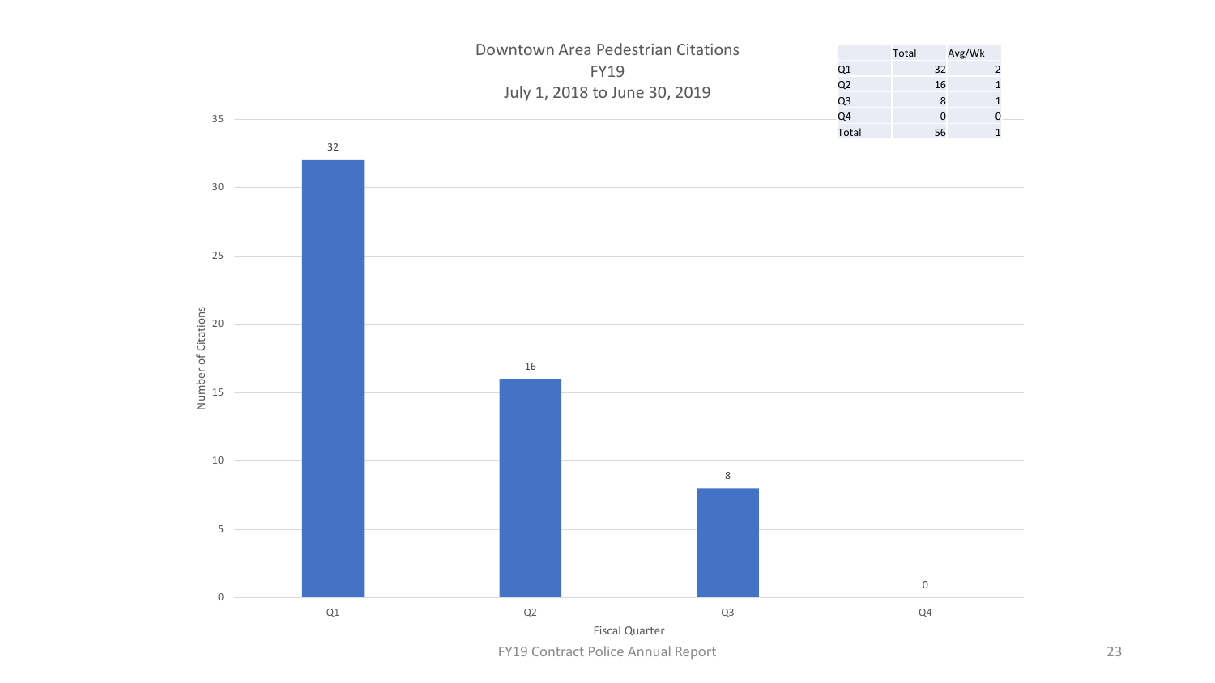# Downtown Area Pedestrian Citations
## FY19
### July 1, 2018 to June 30, 2019

| | Total | Avg/Wk |
|---|---|---|
| Q1 | 32 | 2 |
| Q2 | 16 | 1 |
| Q3 | 8 | 1 |
| Q4 | 0 | 0 |
| Total | 56 | 1 |

| Fiscal Quarter | Number of Citations |
|---|---|
| Q1 | 32 |
| Q2 | 16 |
| Q3 | 8 |
| Q4 | 0 |

FY19 Contract Police Annual Report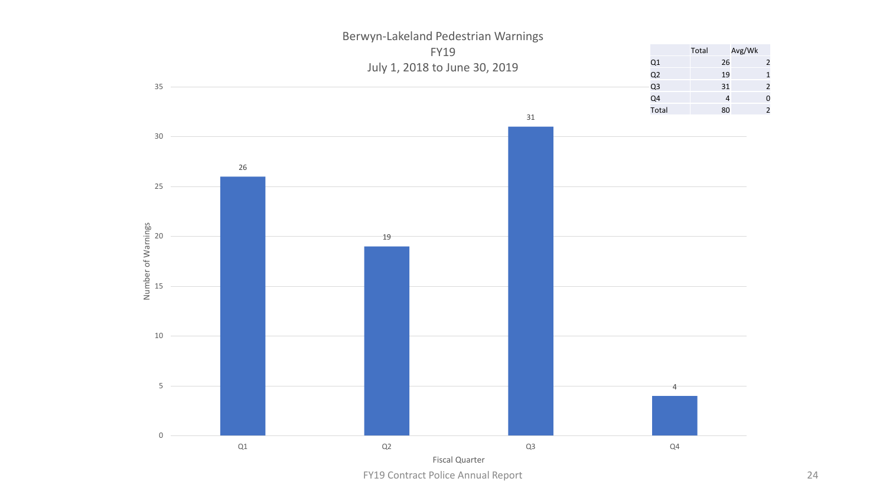# Berwyn-Lakeland Pedestrian Warnings
## FY19
## July 1, 2018 to June 30, 2019

| | Total | Avg/Wk |
|---|---|---|
| Q1 | 26 | 2 |
| Q2 | 19 | 1 |
| Q3 | 31 | 2 |
| Q4 | 4 | 0 |
| Total | 80 | 2 |

| Fiscal Quarter | Number of Warnings |
|---|---|
| Q1 | 26 |
| Q2 | 19 |
| Q3 | 31 |
| Q4 | 4 |

FY19 Contract Police Annual Report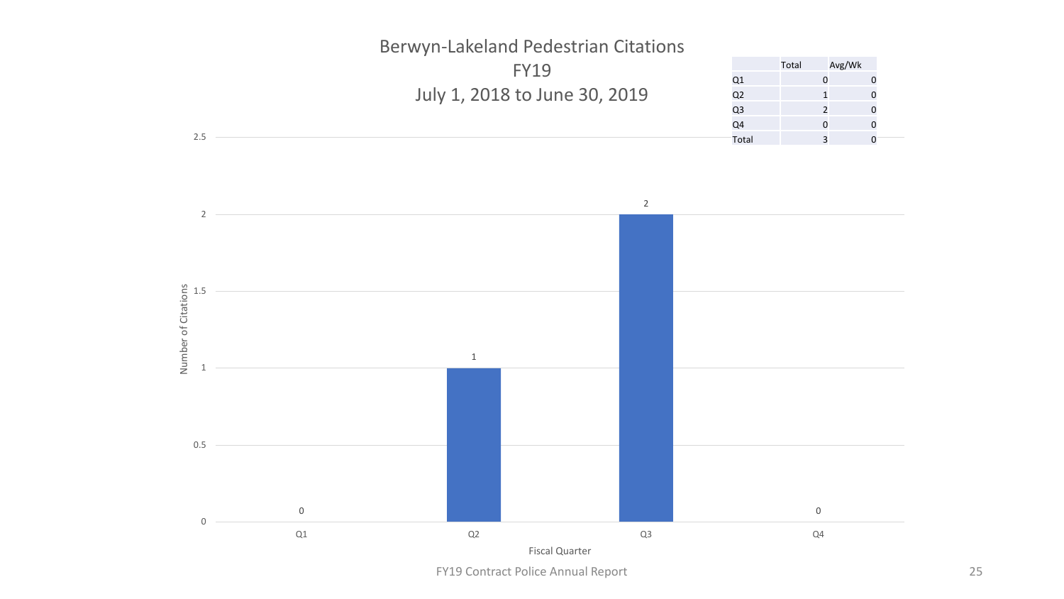# Berwyn-Lakeland Pedestrian Citations
## FY19
## July 1, 2018 to June 30, 2019

| | Total | Avg/Wk |
|---|---|---|
| Q1 | 0 | 0 |
| Q2 | 1 | 0 |
| Q3 | 2 | 0 |
| Q4 | 0 | 0 |
| Total | 3 | 0 |

Number of Citations

2.5
2
1.5
1
0.5
0

0
1
2
0

Q1
Q2
Q3
Q4

Fiscal Quarter

FY19 Contract Police Annual Report